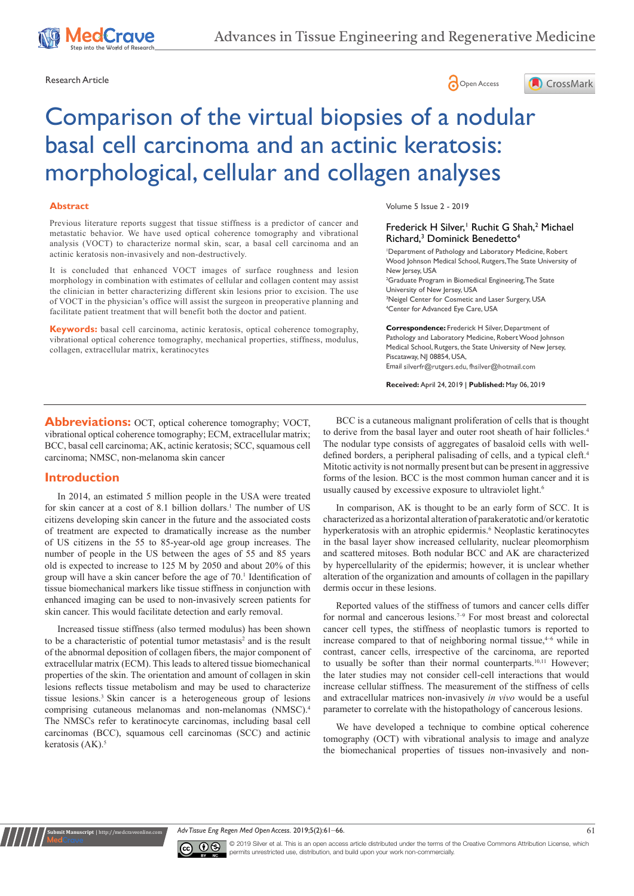Research Article

# Comparison of the virtual biopsies of a nodular basal cell carcinoma and an actinic keratosis: morphological, cellular and collagen analyses

## Abstract

Previous literature reports suggest that tissue stiffness is a predictor of cancer and metastatic behavior. We have used optical coherence tomography and vibrational analysis (VOCT) to characterize normal skin, scar, a basal cell carcinoma and an actinic keratosis non-invasively and non-destructively.

It is concluded that enhanced VOCT images of surface roughness and lesion morphology in combination with estimates of cellular and collagen content may assist the clinician in better characterizing different skin lesions prior to excision. The use of VOCT in the physician's office will assist the surgeon in preoperative planning and facilitate patient treatment that will benefit both the doctor and patient.

**Keywords:** basal cell carcinoma, actinic keratosis, optical coherence tomography, vibrational optical coherence tomography, mechanical properties, stiffness, modulus, collagen, extracellular matrix, keratinocytes

Volume 5 Issue 2 - 2019

Frederick H Silver,[1] Ruchit G Shah,[2] Michael Richard,[3] Dominick Benedetto[4]

[1]Department of Pathology and Laboratory Medicine, Robert Wood Johnson Medical School, Rutgers, The State University of New Jersey, USA
[2]Graduate Program in Biomedical Engineering, The State University of New Jersey, USA
[3]Neigel Center for Cosmetic and Laser Surgery, USA
[4]Center for Advanced Eye Care, USA

**Correspondence:** Frederick H Silver, Department of Pathology and Laboratory Medicine, Robert Wood Johnson Medical School, Rutgers, the State University of New Jersey, Piscataway, NJ 08854, USA,
Email silverfr@rutgers.edu, fhsilver@hotmail.com

**Received:** April 24, 2019 | **Published:** May 06, 2019

**Abbreviations:** OCT, optical coherence tomography; VOCT, vibrational optical coherence tomography; ECM, extracellular matrix; BCC, basal cell carcinoma; AK, actinic keratosis; SCC, squamous cell carcinoma; NMSC, non-melanoma skin cancer

## Introduction

In 2014, an estimated 5 million people in the USA were treated for skin cancer at a cost of 8.1 billion dollars.[1] The number of US citizens developing skin cancer in the future and the associated costs of treatment are expected to dramatically increase as the number of US citizens in the 55 to 85-year-old age group increases. The number of people in the US between the ages of 55 and 85 years old is expected to increase to 125 M by 2050 and about 20% of this group will have a skin cancer before the age of 70.[1] Identification of tissue biomechanical markers like tissue stiffness in conjunction with enhanced imaging can be used to non-invasively screen patients for skin cancer. This would facilitate detection and early removal.

Increased tissue stiffness (also termed modulus) has been shown to be a characteristic of potential tumor metastasis[2] and is the result of the abnormal deposition of collagen fibers, the major component of extracellular matrix (ECM). This leads to altered tissue biomechanical properties of the skin. The orientation and amount of collagen in skin lesions reflects tissue metabolism and may be used to characterize tissue lesions.[3] Skin cancer is a heterogeneous group of lesions comprising cutaneous melanomas and non-melanomas (NMSC).[4] The NMSCs refer to keratinocyte carcinomas, including basal cell carcinomas (BCC), squamous cell carcinomas (SCC) and actinic keratosis (AK).[5]

BCC is a cutaneous malignant proliferation of cells that is thought to derive from the basal layer and outer root sheath of hair follicles.[4] The nodular type consists of aggregates of basaloid cells with well-defined borders, a peripheral palisading of cells, and a typical cleft.[4] Mitotic activity is not normally present but can be present in aggressive forms of the lesion. BCC is the most common human cancer and it is usually caused by excessive exposure to ultraviolet light.[6]

In comparison, AK is thought to be an early form of SCC. It is characterized as a horizontal alteration of parakeratotic and/or keratotic hyperkeratosis with an atrophic epidermis.[6] Neoplastic keratinocytes in the basal layer show increased cellularity, nuclear pleomorphism and scattered mitoses. Both nodular BCC and AK are characterized by hypercellularity of the epidermis; however, it is unclear whether alteration of the organization and amounts of collagen in the papillary dermis occur in these lesions.

Reported values of the stiffness of tumors and cancer cells differ for normal and cancerous lesions.[7–9] For most breast and colorectal cancer cell types, the stiffness of neoplastic tumors is reported to increase compared to that of neighboring normal tissue,[4–6] while in contrast, cancer cells, irrespective of the carcinoma, are reported to usually be softer than their normal counterparts.[10,11] However; the later studies may not consider cell-cell interactions that would increase cellular stiffness. The measurement of the stiffness of cells and extracellular matrices non-invasively *in vivo* would be a useful parameter to correlate with the histopathology of cancerous lesions.

We have developed a technique to combine optical coherence tomography (OCT) with vibrational analysis to image and analyze the biomechanical properties of tissues non-invasively and non-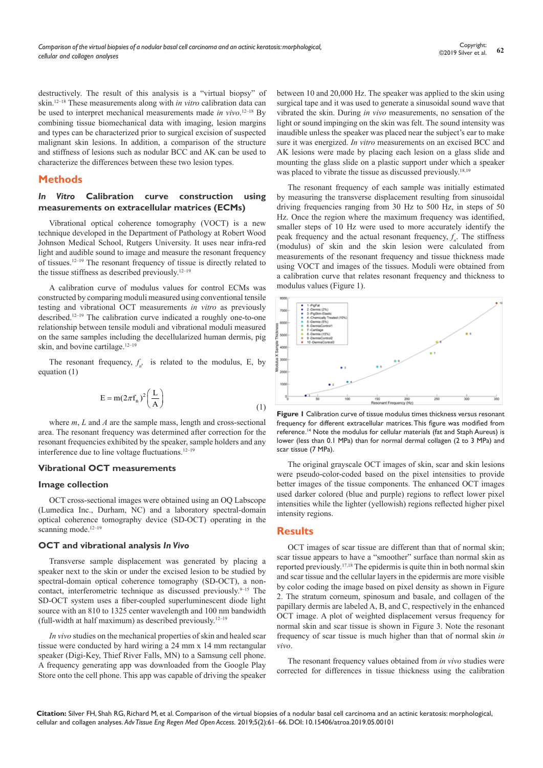destructively. The result of this analysis is a "virtual biopsy" of skin.[12–18] These measurements along with *in vitro* calibration data can be used to interpret mechanical measurements made *in vivo*.[12–18] By combining tissue biomechanical data with imaging, lesion margins and types can be characterized prior to surgical excision of suspected malignant skin lesions. In addition, a comparison of the structure and stiffness of lesions such as nodular BCC and AK can be used to characterize the differences between these two lesion types.

## Methods

### *In Vitro* Calibration curve construction using measurements on extracellular matrices (ECMs)

Vibrational optical coherence tomography (VOCT) is a new technique developed in the Department of Pathology at Robert Wood Johnson Medical School, Rutgers University. It uses near infra-red light and audible sound to image and measure the resonant frequency of tissues.[12–19] The resonant frequency of tissue is directly related to the tissue stiffness as described previously.[12–19]

A calibration curve of modulus values for control ECMs was constructed by comparing moduli measured using conventional tensile testing and vibrational OCT measurements *in vitro* as previously described.[12–19] The calibration curve indicated a roughly one-to-one relationship between tensile moduli and vibrational moduli measured on the same samples including the decellularized human dermis, pig skin, and bovine cartilage.[12–19]

The resonant frequency, $f_n$, is related to the modulus, E, by equation (1)

$$E = m(2\pi f_n)^2\left(\frac{L}{A}\right) \tag{1}$$

where $m$, $L$ and $A$ are the sample mass, length and cross-sectional area. The resonant frequency was determined after correction for the resonant frequencies exhibited by the speaker, sample holders and any interference due to line voltage fluctuations.[12–19]

### Vibrational OCT measurements

### Image collection

OCT cross-sectional images were obtained using an OQ Labscope (Lumedica Inc., Durham, NC) and a laboratory spectral-domain optical coherence tomography device (SD-OCT) operating in the scanning mode.[12–19]

### OCT and vibrational analysis *In Vivo*

Transverse sample displacement was generated by placing a speaker next to the skin or under the excised lesion to be studied by spectral-domain optical coherence tomography (SD-OCT), a non-contact, interferometric technique as discussed previously.[9–15] The SD-OCT system uses a fiber-coupled superluminescent diode light source with an 810 to 1325 center wavelength and 100 nm bandwidth (full-width at half maximum) as described previously.[12–19]

*In vivo* studies on the mechanical properties of skin and healed scar tissue were conducted by hard wiring a 24 mm x 14 mm rectangular speaker (Digi-Key, Thief River Falls, MN) to a Samsung cell phone. A frequency generating app was downloaded from the Google Play Store onto the cell phone. This app was capable of driving the speaker between 10 and 20,000 Hz. The speaker was applied to the skin using surgical tape and it was used to generate a sinusoidal sound wave that vibrated the skin. During *in vivo* measurements, no sensation of the light or sound impinging on the skin was felt. The sound intensity was inaudible unless the speaker was placed near the subject's ear to make sure it was energized. *In vitro* measurements on an excised BCC and AK lesions were made by placing each lesion on a glass slide and mounting the glass slide on a plastic support under which a speaker was placed to vibrate the tissue as discussed previously.[18,19]

The resonant frequency of each sample was initially estimated by measuring the transverse displacement resulting from sinusoidal driving frequencies ranging from 30 Hz to 500 Hz, in steps of 50 Hz. Once the region where the maximum frequency was identified, smaller steps of 10 Hz were used to more accurately identify the peak frequency and the actual resonant frequency, $f_n$. The stiffness (modulus) of skin and the skin lesion were calculated from measurements of the resonant frequency and tissue thickness made using VOCT and images of the tissues. Moduli were obtained from a calibration curve that relates resonant frequency and thickness to modulus values (Figure 1).

**Figure 1** Calibration curve of tissue modulus times thickness versus resonant frequency for different extracellular matrices. This figure was modified from reference.[14] Note the modulus for cellular materials (fat and Staph Aureus) is lower (less than 0.1 MPa) than for normal dermal collagen (2 to 3 MPa) and scar tissue (7 MPa).

The original grayscale OCT images of skin, scar and skin lesions were pseudo-color-coded based on the pixel intensities to provide better images of the tissue components. The enhanced OCT images used darker colored (blue and purple) regions to reflect lower pixel intensities while the lighter (yellowish) regions reflected higher pixel intensity regions.

## Results

OCT images of scar tissue are different than that of normal skin; scar tissue appears to have a "smoother" surface than normal skin as reported previously.[17,18] The epidermis is quite thin in both normal skin and scar tissue and the cellular layers in the epidermis are more visible by color coding the image based on pixel density as shown in Figure 2. The stratum corneum, spinosum and basale, and collagen of the papillary dermis are labeled A, B, and C, respectively in the enhanced OCT image. A plot of weighted displacement versus frequency for normal skin and scar tissue is shown in Figure 3. Note the resonant frequency of scar tissue is much higher than that of normal skin *in vivo*.

The resonant frequency values obtained from *in vivo* studies were corrected for differences in tissue thickness using the calibration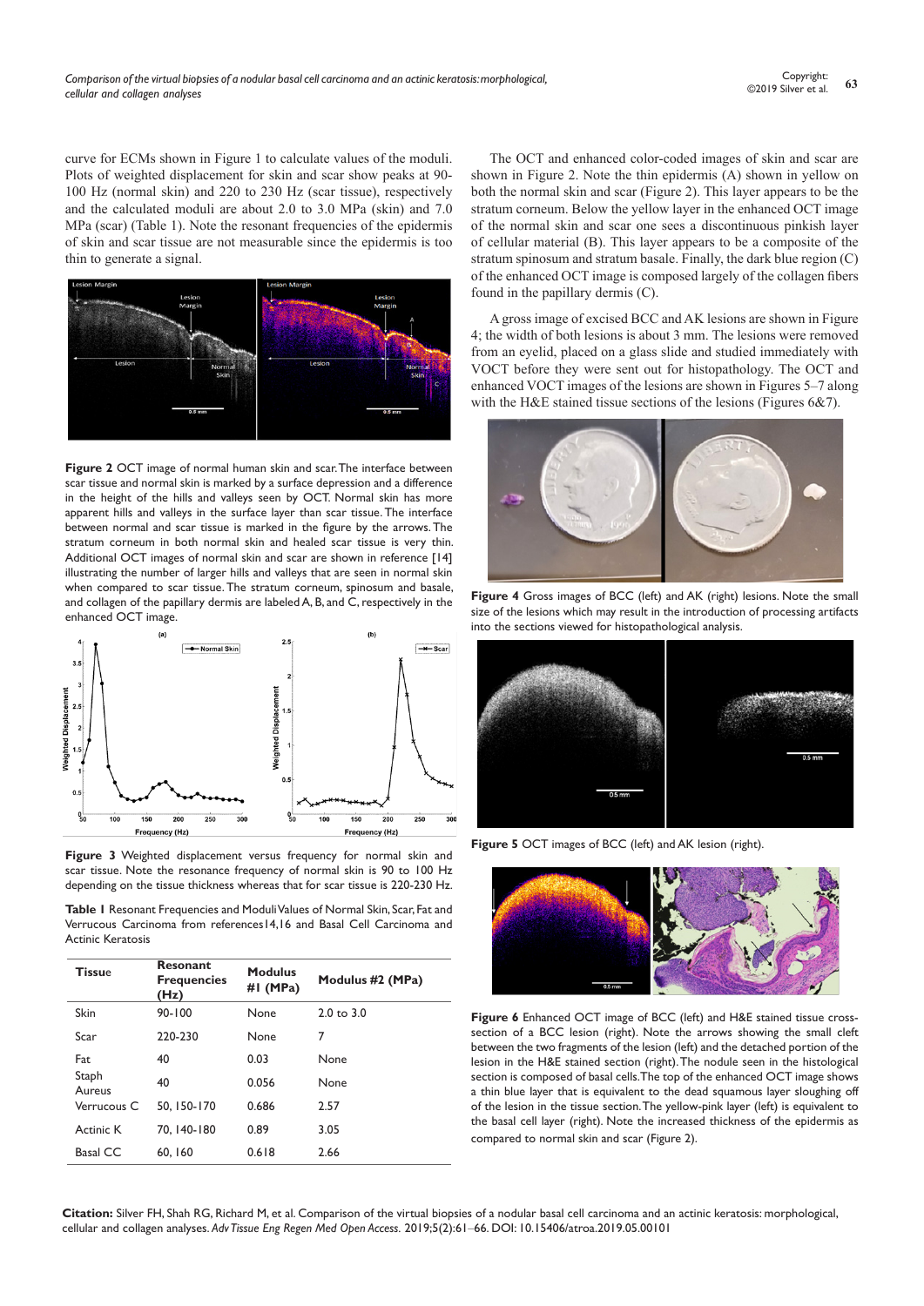curve for ECMs shown in Figure 1 to calculate values of the moduli. Plots of weighted displacement for skin and scar show peaks at 90-100 Hz (normal skin) and 220 to 230 Hz (scar tissue), respectively and the calculated moduli are about 2.0 to 3.0 MPa (skin) and 7.0 MPa (scar) (Table 1). Note the resonant frequencies of the epidermis of skin and scar tissue are not measurable since the epidermis is too thin to generate a signal.

**Figure 2** OCT image of normal human skin and scar. The interface between scar tissue and normal skin is marked by a surface depression and a difference in the height of the hills and valleys seen by OCT. Normal skin has more apparent hills and valleys in the surface layer than scar tissue. The interface between normal and scar tissue is marked in the figure by the arrows. The stratum corneum in both normal skin and healed scar tissue is very thin. Additional OCT images of normal skin and scar are shown in reference [14] illustrating the number of larger hills and valleys that are seen in normal skin when compared to scar tissue. The stratum corneum, spinosum and basale, and collagen of the papillary dermis are labeled A, B, and C, respectively in the enhanced OCT image.

**Figure 3** Weighted displacement versus frequency for normal skin and scar tissue. Note the resonance frequency of normal skin is 90 to 100 Hz depending on the tissue thickness whereas that for scar tissue is 220-230 Hz.

**Table 1** Resonant Frequencies and Moduli Values of Normal Skin, Scar, Fat and Verrucous Carcinoma from references14,16 and Basal Cell Carcinoma and Actinic Keratosis

| Tissue | Resonant Frequencies (Hz) | Modulus #1 (MPa) | Modulus #2 (MPa) |
|---|---|---|---|
| Skin | 90-100 | None | 2.0 to 3.0 |
| Scar | 220-230 | None | 7 |
| Fat | 40 | 0.03 | None |
| Staph Aureus | 40 | 0.056 | None |
| Verrucous C | 50, 150-170 | 0.686 | 2.57 |
| Actinic K | 70, 140-180 | 0.89 | 3.05 |
| Basal CC | 60, 160 | 0.618 | 2.66 |

The OCT and enhanced color-coded images of skin and scar are shown in Figure 2. Note the thin epidermis (A) shown in yellow on both the normal skin and scar (Figure 2). This layer appears to be the stratum corneum. Below the yellow layer in the enhanced OCT image of the normal skin and scar one sees a discontinuous pinkish layer of cellular material (B). This layer appears to be a composite of the stratum spinosum and stratum basale. Finally, the dark blue region (C) of the enhanced OCT image is composed largely of the collagen fibers found in the papillary dermis (C).

A gross image of excised BCC and AK lesions are shown in Figure 4; the width of both lesions is about 3 mm. The lesions were removed from an eyelid, placed on a glass slide and studied immediately with VOCT before they were sent out for histopathology. The OCT and enhanced VOCT images of the lesions are shown in Figures 5–7 along with the H&E stained tissue sections of the lesions (Figures 6&7).

**Figure 4** Gross images of BCC (left) and AK (right) lesions. Note the small size of the lesions which may result in the introduction of processing artifacts into the sections viewed for histopathological analysis.

**Figure 5** OCT images of BCC (left) and AK lesion (right).

**Figure 6** Enhanced OCT image of BCC (left) and H&E stained tissue cross-section of a BCC lesion (right). Note the arrows showing the small cleft between the two fragments of the lesion (left) and the detached portion of the lesion in the H&E stained section (right). The nodule seen in the histological section is composed of basal cells. The top of the enhanced OCT image shows a thin blue layer that is equivalent to the dead squamous layer sloughing off of the lesion in the tissue section. The yellow-pink layer (left) is equivalent to the basal cell layer (right). Note the increased thickness of the epidermis as compared to normal skin and scar (Figure 2).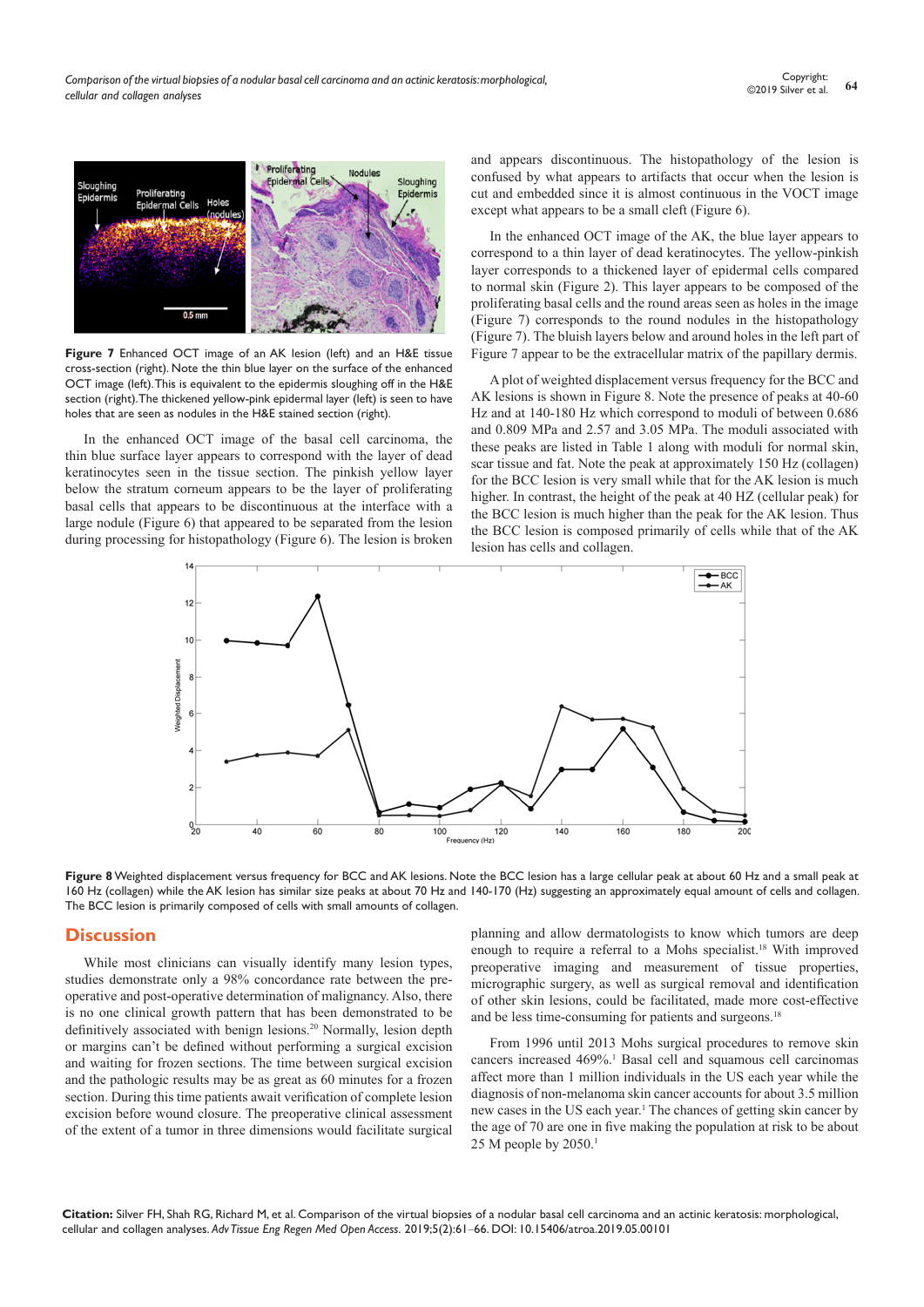Figure 7 Enhanced OCT image of an AK lesion (left) and an H&E tissue cross-section (right). Note the thin blue layer on the surface of the enhanced OCT image (left). This is equivalent to the epidermis sloughing off in the H&E section (right). The thickened yellow-pink epidermal layer (left) is seen to have holes that are seen as nodules in the H&E stained section (right).

In the enhanced OCT image of the basal cell carcinoma, the thin blue surface layer appears to correspond with the layer of dead keratinocytes seen in the tissue section. The pinkish yellow layer below the stratum corneum appears to be the layer of proliferating basal cells that appears to be discontinuous at the interface with a large nodule (Figure 6) that appeared to be separated from the lesion during processing for histopathology (Figure 6). The lesion is broken and appears discontinuous. The histopathology of the lesion is confused by what appears to artifacts that occur when the lesion is cut and embedded since it is almost continuous in the VOCT image except what appears to be a small cleft (Figure 6).

In the enhanced OCT image of the AK, the blue layer appears to correspond to a thin layer of dead keratinocytes. The yellow-pinkish layer corresponds to a thickened layer of epidermal cells compared to normal skin (Figure 2). This layer appears to be composed of the proliferating basal cells and the round areas seen as holes in the image (Figure 7) corresponds to the round nodules in the histopathology (Figure 7). The bluish layers below and around holes in the left part of Figure 7 appear to be the extracellular matrix of the papillary dermis.

A plot of weighted displacement versus frequency for the BCC and AK lesions is shown in Figure 8. Note the presence of peaks at 40-60 Hz and at 140-180 Hz which correspond to moduli of between 0.686 and 0.809 MPa and 2.57 and 3.05 MPa. The moduli associated with these peaks are listed in Table 1 along with moduli for normal skin, scar tissue and fat. Note the peak at approximately 150 Hz (collagen) for the BCC lesion is very small while that for the AK lesion is much higher. In contrast, the height of the peak at 40 HZ (cellular peak) for the BCC lesion is much higher than the peak for the AK lesion. Thus the BCC lesion is composed primarily of cells while that of the AK lesion has cells and collagen.

Figure 8 Weighted displacement versus frequency for BCC and AK lesions. Note the BCC lesion has a large cellular peak at about 60 Hz and a small peak at 160 Hz (collagen) while the AK lesion has similar size peaks at about 70 Hz and 140-170 (Hz) suggesting an approximately equal amount of cells and collagen. The BCC lesion is primarily composed of cells with small amounts of collagen.

## Discussion

While most clinicians can visually identify many lesion types, studies demonstrate only a 98% concordance rate between the pre-operative and post-operative determination of malignancy. Also, there is no one clinical growth pattern that has been demonstrated to be definitively associated with benign lesions.[20] Normally, lesion depth or margins can't be defined without performing a surgical excision and waiting for frozen sections. The time between surgical excision and the pathologic results may be as great as 60 minutes for a frozen section. During this time patients await verification of complete lesion excision before wound closure. The preoperative clinical assessment of the extent of a tumor in three dimensions would facilitate surgical planning and allow dermatologists to know which tumors are deep enough to require a referral to a Mohs specialist.[18] With improved preoperative imaging and measurement of tissue properties, micrographic surgery, as well as surgical removal and identification of other skin lesions, could be facilitated, made more cost-effective and be less time-consuming for patients and surgeons.[18]

From 1996 until 2013 Mohs surgical procedures to remove skin cancers increased 469%.[1] Basal cell and squamous cell carcinomas affect more than 1 million individuals in the US each year while the diagnosis of non-melanoma skin cancer accounts for about 3.5 million new cases in the US each year.[1] The chances of getting skin cancer by the age of 70 are one in five making the population at risk to be about 25 M people by 2050.[1]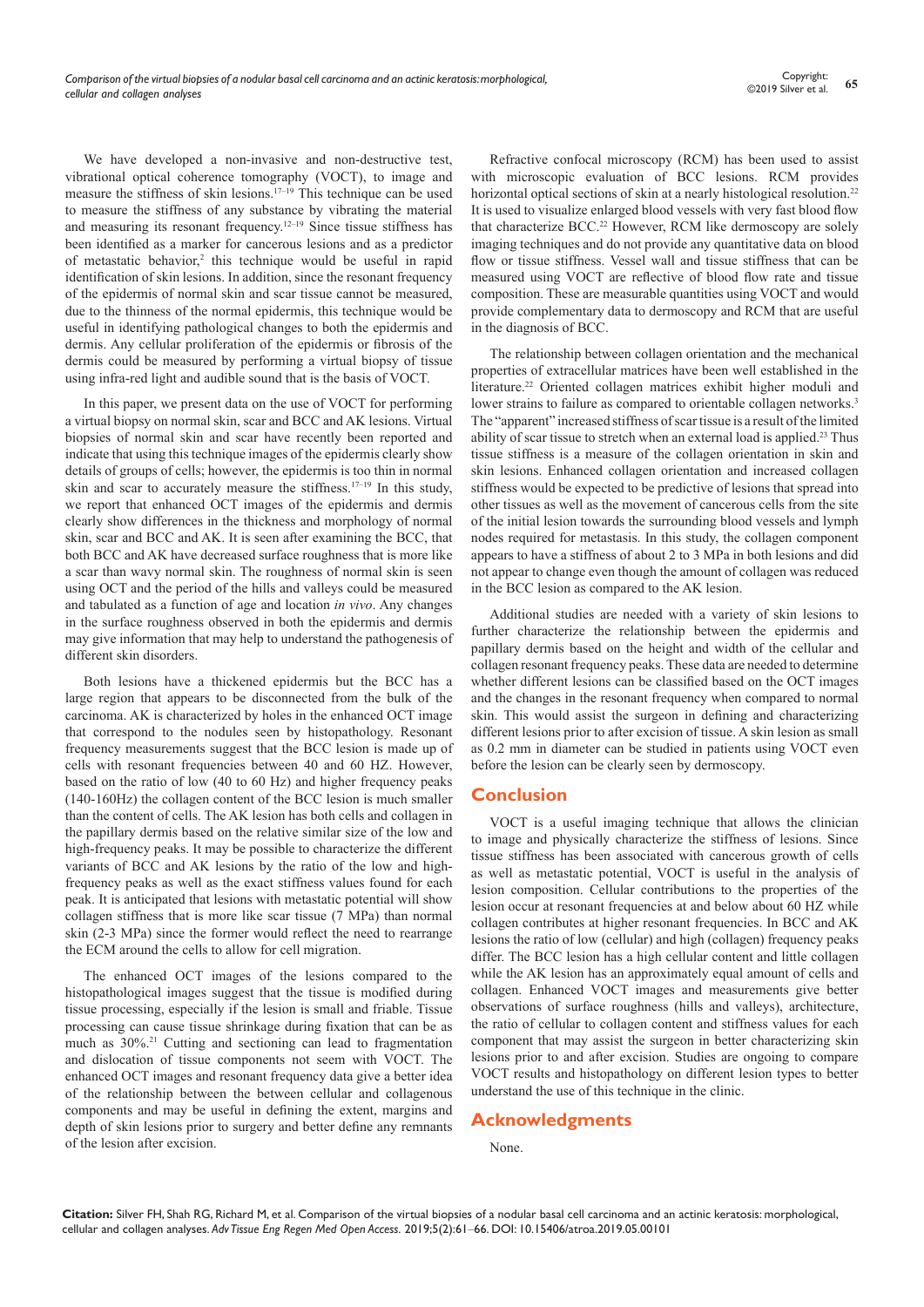We have developed a non-invasive and non-destructive test, vibrational optical coherence tomography (VOCT), to image and measure the stiffness of skin lesions.[17–19] This technique can be used to measure the stiffness of any substance by vibrating the material and measuring its resonant frequency.[12–19] Since tissue stiffness has been identified as a marker for cancerous lesions and as a predictor of metastatic behavior,[2] this technique would be useful in rapid identification of skin lesions. In addition, since the resonant frequency of the epidermis of normal skin and scar tissue cannot be measured, due to the thinness of the normal epidermis, this technique would be useful in identifying pathological changes to both the epidermis and dermis. Any cellular proliferation of the epidermis or fibrosis of the dermis could be measured by performing a virtual biopsy of tissue using infra-red light and audible sound that is the basis of VOCT.

In this paper, we present data on the use of VOCT for performing a virtual biopsy on normal skin, scar and BCC and AK lesions. Virtual biopsies of normal skin and scar have recently been reported and indicate that using this technique images of the epidermis clearly show details of groups of cells; however, the epidermis is too thin in normal skin and scar to accurately measure the stiffness.[17–19] In this study, we report that enhanced OCT images of the epidermis and dermis clearly show differences in the thickness and morphology of normal skin, scar and BCC and AK. It is seen after examining the BCC, that both BCC and AK have decreased surface roughness that is more like a scar than wavy normal skin. The roughness of normal skin is seen using OCT and the period of the hills and valleys could be measured and tabulated as a function of age and location *in vivo*. Any changes in the surface roughness observed in both the epidermis and dermis may give information that may help to understand the pathogenesis of different skin disorders.

Both lesions have a thickened epidermis but the BCC has a large region that appears to be disconnected from the bulk of the carcinoma. AK is characterized by holes in the enhanced OCT image that correspond to the nodules seen by histopathology. Resonant frequency measurements suggest that the BCC lesion is made up of cells with resonant frequencies between 40 and 60 HZ. However, based on the ratio of low (40 to 60 Hz) and higher frequency peaks (140-160Hz) the collagen content of the BCC lesion is much smaller than the content of cells. The AK lesion has both cells and collagen in the papillary dermis based on the relative similar size of the low and high-frequency peaks. It may be possible to characterize the different variants of BCC and AK lesions by the ratio of the low and high-frequency peaks as well as the exact stiffness values found for each peak. It is anticipated that lesions with metastatic potential will show collagen stiffness that is more like scar tissue (7 MPa) than normal skin (2-3 MPa) since the former would reflect the need to rearrange the ECM around the cells to allow for cell migration.

The enhanced OCT images of the lesions compared to the histopathological images suggest that the tissue is modified during tissue processing, especially if the lesion is small and friable. Tissue processing can cause tissue shrinkage during fixation that can be as much as 30%.[21] Cutting and sectioning can lead to fragmentation and dislocation of tissue components not seem with VOCT. The enhanced OCT images and resonant frequency data give a better idea of the relationship between the between cellular and collagenous components and may be useful in defining the extent, margins and depth of skin lesions prior to surgery and better define any remnants of the lesion after excision.

Refractive confocal microscopy (RCM) has been used to assist with microscopic evaluation of BCC lesions. RCM provides horizontal optical sections of skin at a nearly histological resolution.[22] It is used to visualize enlarged blood vessels with very fast blood flow that characterize BCC.[22] However, RCM like dermoscopy are solely imaging techniques and do not provide any quantitative data on blood flow or tissue stiffness. Vessel wall and tissue stiffness that can be measured using VOCT are reflective of blood flow rate and tissue composition. These are measurable quantities using VOCT and would provide complementary data to dermoscopy and RCM that are useful in the diagnosis of BCC.

The relationship between collagen orientation and the mechanical properties of extracellular matrices have been well established in the literature.[22] Oriented collagen matrices exhibit higher moduli and lower strains to failure as compared to orientable collagen networks.[3] The "apparent" increased stiffness of scar tissue is a result of the limited ability of scar tissue to stretch when an external load is applied.[23] Thus tissue stiffness is a measure of the collagen orientation in skin and skin lesions. Enhanced collagen orientation and increased collagen stiffness would be expected to be predictive of lesions that spread into other tissues as well as the movement of cancerous cells from the site of the initial lesion towards the surrounding blood vessels and lymph nodes required for metastasis. In this study, the collagen component appears to have a stiffness of about 2 to 3 MPa in both lesions and did not appear to change even though the amount of collagen was reduced in the BCC lesion as compared to the AK lesion.

Additional studies are needed with a variety of skin lesions to further characterize the relationship between the epidermis and papillary dermis based on the height and width of the cellular and collagen resonant frequency peaks. These data are needed to determine whether different lesions can be classified based on the OCT images and the changes in the resonant frequency when compared to normal skin. This would assist the surgeon in defining and characterizing different lesions prior to after excision of tissue. A skin lesion as small as 0.2 mm in diameter can be studied in patients using VOCT even before the lesion can be clearly seen by dermoscopy.

## Conclusion

VOCT is a useful imaging technique that allows the clinician to image and physically characterize the stiffness of lesions. Since tissue stiffness has been associated with cancerous growth of cells as well as metastatic potential, VOCT is useful in the analysis of lesion composition. Cellular contributions to the properties of the lesion occur at resonant frequencies at and below about 60 HZ while collagen contributes at higher resonant frequencies. In BCC and AK lesions the ratio of low (cellular) and high (collagen) frequency peaks differ. The BCC lesion has a high cellular content and little collagen while the AK lesion has an approximately equal amount of cells and collagen. Enhanced VOCT images and measurements give better observations of surface roughness (hills and valleys), architecture, the ratio of cellular to collagen content and stiffness values for each component that may assist the surgeon in better characterizing skin lesions prior to and after excision. Studies are ongoing to compare VOCT results and histopathology on different lesion types to better understand the use of this technique in the clinic.

## Acknowledgments

None.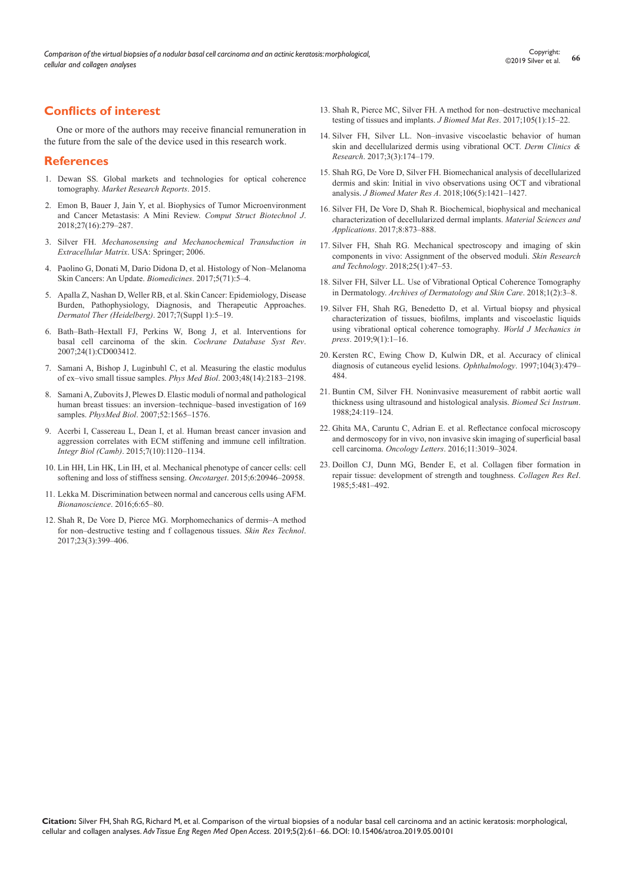## Conflicts of interest

One or more of the authors may receive financial remuneration in the future from the sale of the device used in this research work.

## References

1. Dewan SS. Global markets and technologies for optical coherence tomography. *Market Research Reports*. 2015.
2. Emon B, Bauer J, Jain Y, et al. Biophysics of Tumor Microenvironment and Cancer Metastasis: A Mini Review. *Comput Struct Biotechnol J*. 2018;27(16):279–287.
3. Silver FH. *Mechanosensing and Mechanochemical Transduction in Extracellular Matrix*. USA: Springer; 2006.
4. Paolino G, Donati M, Dario Didona D, et al. Histology of Non–Melanoma Skin Cancers: An Update. *Biomedicines*. 2017;5(71):5–4.
5. Apalla Z, Nashan D, Weller RB, et al. Skin Cancer: Epidemiology, Disease Burden, Pathophysiology, Diagnosis, and Therapeutic Approaches. *Dermatol Ther (Heidelberg)*. 2017;7(Suppl 1):5–19.
6. Bath–Bath–Hextall FJ, Perkins W, Bong J, et al. Interventions for basal cell carcinoma of the skin. *Cochrane Database Syst Rev*. 2007;24(1):CD003412.
7. Samani A, Bishop J, Luginbuhl C, et al. Measuring the elastic modulus of ex–vivo small tissue samples. *Phys Med Biol*. 2003;48(14):2183–2198.
8. Samani A, Zubovits J, Plewes D. Elastic moduli of normal and pathological human breast tissues: an inversion–technique–based investigation of 169 samples. *PhysMed Biol*. 2007;52:1565–1576.
9. Acerbi I, Cassereau L, Dean I, et al. Human breast cancer invasion and aggression correlates with ECM stiffening and immune cell infiltration. *Integr Biol (Camb)*. 2015;7(10):1120–1134.
10. Lin HH, Lin HK, Lin IH, et al. Mechanical phenotype of cancer cells: cell softening and loss of stiffness sensing. *Oncotarget*. 2015;6:20946–20958.
11. Lekka M. Discrimination between normal and cancerous cells using AFM. *Bionanoscience*. 2016;6:65–80.
12. Shah R, De Vore D, Pierce MG. Morphomechanics of dermis–A method for non–destructive testing and f collagenous tissues. *Skin Res Technol*. 2017;23(3):399–406.
13. Shah R, Pierce MC, Silver FH. A method for non–destructive mechanical testing of tissues and implants. *J Biomed Mat Res*. 2017;105(1):15–22.
14. Silver FH, Silver LL. Non–invasive viscoelastic behavior of human skin and decellularized dermis using vibrational OCT. *Derm Clinics & Research*. 2017;3(3):174–179.
15. Shah RG, De Vore D, Silver FH. Biomechanical analysis of decellularized dermis and skin: Initial in vivo observations using OCT and vibrational analysis. *J Biomed Mater Res A*. 2018;106(5):1421–1427.
16. Silver FH, De Vore D, Shah R. Biochemical, biophysical and mechanical characterization of decellularized dermal implants. *Material Sciences and Applications*. 2017;8:873–888.
17. Silver FH, Shah RG. Mechanical spectroscopy and imaging of skin components in vivo: Assignment of the observed moduli. *Skin Research and Technology*. 2018;25(1):47–53.
18. Silver FH, Silver LL. Use of Vibrational Optical Coherence Tomography in Dermatology. *Archives of Dermatology and Skin Care*. 2018;1(2):3–8.
19. Silver FH, Shah RG, Benedetto D, et al. Virtual biopsy and physical characterization of tissues, biofilms, implants and viscoelastic liquids using vibrational optical coherence tomography. *World J Mechanics in press*. 2019;9(1):1–16.
20. Kersten RC, Ewing Chow D, Kulwin DR, et al. Accuracy of clinical diagnosis of cutaneous eyelid lesions. *Ophthalmology*. 1997;104(3):479–484.
21. Buntin CM, Silver FH. Noninvasive measurement of rabbit aortic wall thickness using ultrasound and histological analysis. *Biomed Sci Instrum*. 1988;24:119–124.
22. Ghita MA, Caruntu C, Adrian E. et al. Reflectance confocal microscopy and dermoscopy for in vivo, non invasive skin imaging of superficial basal cell carcinoma. *Oncology Letters*. 2016;11:3019–3024.
23. Doillon CJ, Dunn MG, Bender E, et al. Collagen fiber formation in repair tissue: development of strength and toughness. *Collagen Res Rel*. 1985;5:481–492.